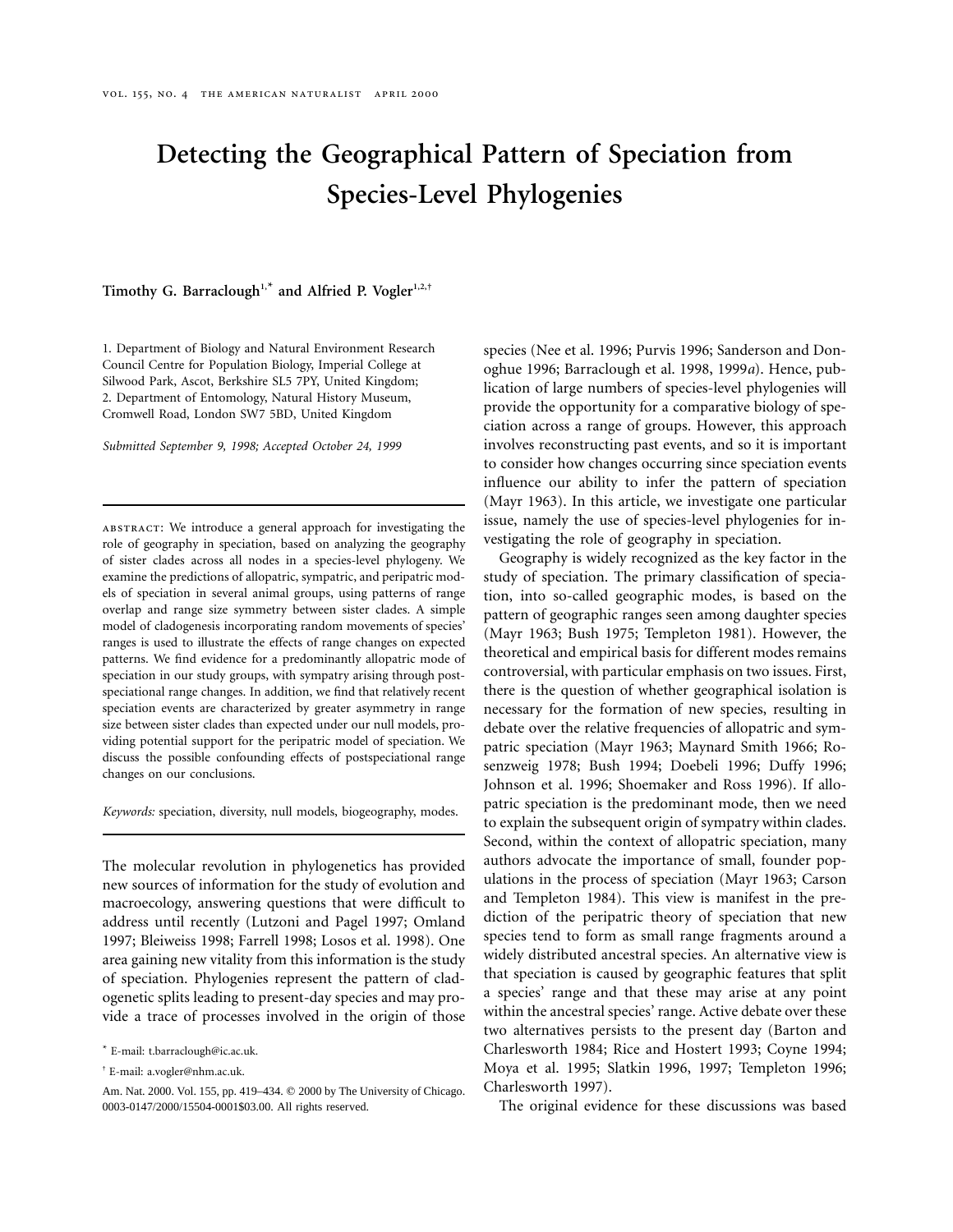# Detecting the Geographical Pattern of Speciation from Species-Level Phylogenies

**Timothy G. Barraclough[1,*] and Alfried P. Vogler[1,2,†]**

1. Department of Biology and Natural Environment Research Council Centre for Population Biology, Imperial College at Silwood Park, Ascot, Berkshire SL5 7PY, United Kingdom;
2. Department of Entomology, Natural History Museum, Cromwell Road, London SW7 5BD, United Kingdom

*Submitted September 9, 1998; Accepted October 24, 1999*

---

ABSTRACT: We introduce a general approach for investigating the role of geography in speciation, based on analyzing the geography of sister clades across all nodes in a species-level phylogeny. We examine the predictions of allopatric, sympatric, and peripatric models of speciation in several animal groups, using patterns of range overlap and range size symmetry between sister clades. A simple model of cladogenesis incorporating random movements of species' ranges is used to illustrate the effects of range changes on expected patterns. We find evidence for a predominantly allopatric mode of speciation in our study groups, with sympatry arising through postspeciational range changes. In addition, we find that relatively recent speciation events are characterized by greater asymmetry in range size between sister clades than expected under our null models, providing potential support for the peripatric model of speciation. We discuss the possible confounding effects of postspeciational range changes on our conclusions.

*Keywords:* speciation, diversity, null models, biogeography, modes.

---

The molecular revolution in phylogenetics has provided new sources of information for the study of evolution and macroecology, answering questions that were difficult to address until recently (Lutzoni and Pagel 1997; Omland 1997; Bleiweiss 1998; Farrell 1998; Losos et al. 1998). One area gaining new vitality from this information is the study of speciation. Phylogenies represent the pattern of cladogenetic splits leading to present-day species and may provide a trace of processes involved in the origin of those species (Nee et al. 1996; Purvis 1996; Sanderson and Donoghue 1996; Barraclough et al. 1998, 1999*a*). Hence, publication of large numbers of species-level phylogenies will provide the opportunity for a comparative biology of speciation across a range of groups. However, this approach involves reconstructing past events, and so it is important to consider how changes occurring since speciation events influence our ability to infer the pattern of speciation (Mayr 1963). In this article, we investigate one particular issue, namely the use of species-level phylogenies for investigating the role of geography in speciation.

Geography is widely recognized as the key factor in the study of speciation. The primary classification of speciation, into so-called geographic modes, is based on the pattern of geographic ranges seen among daughter species (Mayr 1963; Bush 1975; Templeton 1981). However, the theoretical and empirical basis for different modes remains controversial, with particular emphasis on two issues. First, there is the question of whether geographical isolation is necessary for the formation of new species, resulting in debate over the relative frequencies of allopatric and sympatric speciation (Mayr 1963; Maynard Smith 1966; Rosenzweig 1978; Bush 1994; Doebeli 1996; Duffy 1996; Johnson et al. 1996; Shoemaker and Ross 1996). If allopatric speciation is the predominant mode, then we need to explain the subsequent origin of sympatry within clades. Second, within the context of allopatric speciation, many authors advocate the importance of small, founder populations in the process of speciation (Mayr 1963; Carson and Templeton 1984). This view is manifest in the prediction of the peripatric theory of speciation that new species tend to form as small range fragments around a widely distributed ancestral species. An alternative view is that speciation is caused by geographic features that split a species' range and that these may arise at any point within the ancestral species' range. Active debate over these two alternatives persists to the present day (Barton and Charlesworth 1984; Rice and Hostert 1993; Coyne 1994; Moya et al. 1995; Slatkin 1996, 1997; Templeton 1996; Charlesworth 1997).

The original evidence for these discussions was based

---

[*] E-mail: t.barraclough@ic.ac.uk.

[†] E-mail: a.vogler@nhm.ac.uk.

Am. Nat. 2000. Vol. 155, pp. 419–434. © 2000 by The University of Chicago. 0003-0147/2000/15504-0001$03.00. All rights reserved.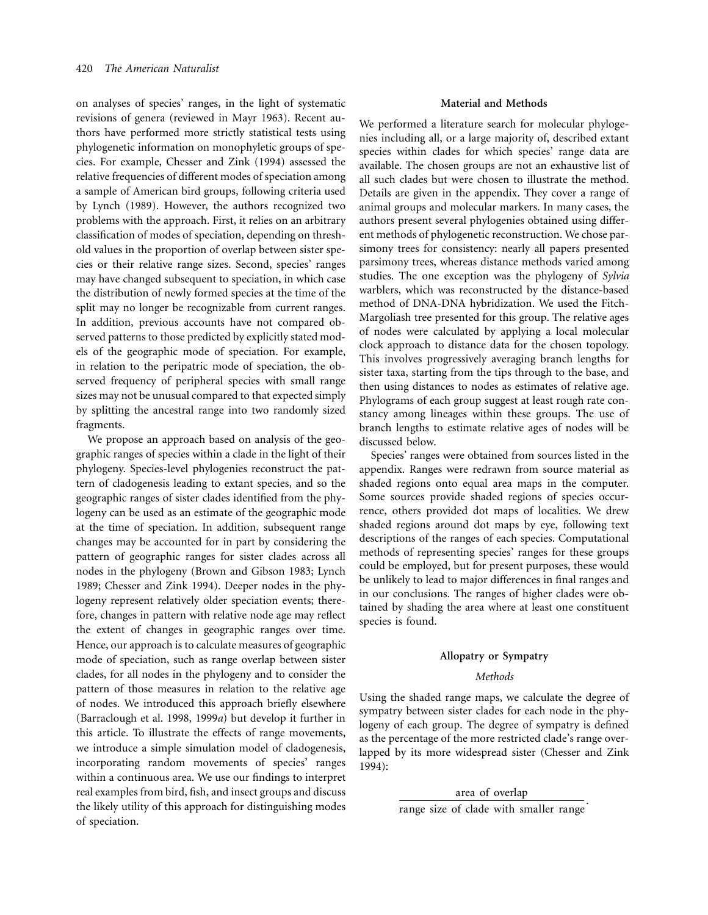on analyses of species' ranges, in the light of systematic revisions of genera (reviewed in Mayr 1963). Recent authors have performed more strictly statistical tests using phylogenetic information on monophyletic groups of species. For example, Chesser and Zink (1994) assessed the relative frequencies of different modes of speciation among a sample of American bird groups, following criteria used by Lynch (1989). However, the authors recognized two problems with the approach. First, it relies on an arbitrary classification of modes of speciation, depending on threshold values in the proportion of overlap between sister species or their relative range sizes. Second, species' ranges may have changed subsequent to speciation, in which case the distribution of newly formed species at the time of the split may no longer be recognizable from current ranges. In addition, previous accounts have not compared observed patterns to those predicted by explicitly stated models of the geographic mode of speciation. For example, in relation to the peripatric mode of speciation, the observed frequency of peripheral species with small range sizes may not be unusual compared to that expected simply by splitting the ancestral range into two randomly sized fragments.

We propose an approach based on analysis of the geographic ranges of species within a clade in the light of their phylogeny. Species-level phylogenies reconstruct the pattern of cladogenesis leading to extant species, and so the geographic ranges of sister clades identified from the phylogeny can be used as an estimate of the geographic mode at the time of speciation. In addition, subsequent range changes may be accounted for in part by considering the pattern of geographic ranges for sister clades across all nodes in the phylogeny (Brown and Gibson 1983; Lynch 1989; Chesser and Zink 1994). Deeper nodes in the phylogeny represent relatively older speciation events; therefore, changes in pattern with relative node age may reflect the extent of changes in geographic ranges over time. Hence, our approach is to calculate measures of geographic mode of speciation, such as range overlap between sister clades, for all nodes in the phylogeny and to consider the pattern of those measures in relation to the relative age of nodes. We introduced this approach briefly elsewhere (Barraclough et al. 1998, 1999*a*) but develop it further in this article. To illustrate the effects of range movements, we introduce a simple simulation model of cladogenesis, incorporating random movements of species' ranges within a continuous area. We use our findings to interpret real examples from bird, fish, and insect groups and discuss the likely utility of this approach for distinguishing modes of speciation.

## Material and Methods

We performed a literature search for molecular phylogenies including all, or a large majority of, described extant species within clades for which species' range data are available. The chosen groups are not an exhaustive list of all such clades but were chosen to illustrate the method. Details are given in the appendix. They cover a range of animal groups and molecular markers. In many cases, the authors present several phylogenies obtained using different methods of phylogenetic reconstruction. We chose parsimony trees for consistency: nearly all papers presented parsimony trees, whereas distance methods varied among studies. The one exception was the phylogeny of *Sylvia* warblers, which was reconstructed by the distance-based method of DNA-DNA hybridization. We used the Fitch-Margoliash tree presented for this group. The relative ages of nodes were calculated by applying a local molecular clock approach to distance data for the chosen topology. This involves progressively averaging branch lengths for sister taxa, starting from the tips through to the base, and then using distances to nodes as estimates of relative age. Phylograms of each group suggest at least rough rate constancy among lineages within these groups. The use of branch lengths to estimate relative ages of nodes will be discussed below.

Species' ranges were obtained from sources listed in the appendix. Ranges were redrawn from source material as shaded regions onto equal area maps in the computer. Some sources provide shaded regions of species occurrence, others provided dot maps of localities. We drew shaded regions around dot maps by eye, following text descriptions of the ranges of each species. Computational methods of representing species' ranges for these groups could be employed, but for present purposes, these would be unlikely to lead to major differences in final ranges and in our conclusions. The ranges of higher clades were obtained by shading the area where at least one constituent species is found.

## Allopatry or Sympatry

### *Methods*

Using the shaded range maps, we calculate the degree of sympatry between sister clades for each node in the phylogeny of each group. The degree of sympatry is defined as the percentage of the more restricted clade's range overlapped by its more widespread sister (Chesser and Zink 1994):

$$\frac{\text{area of overlap}}{\text{range size of clade with smaller range}}.$$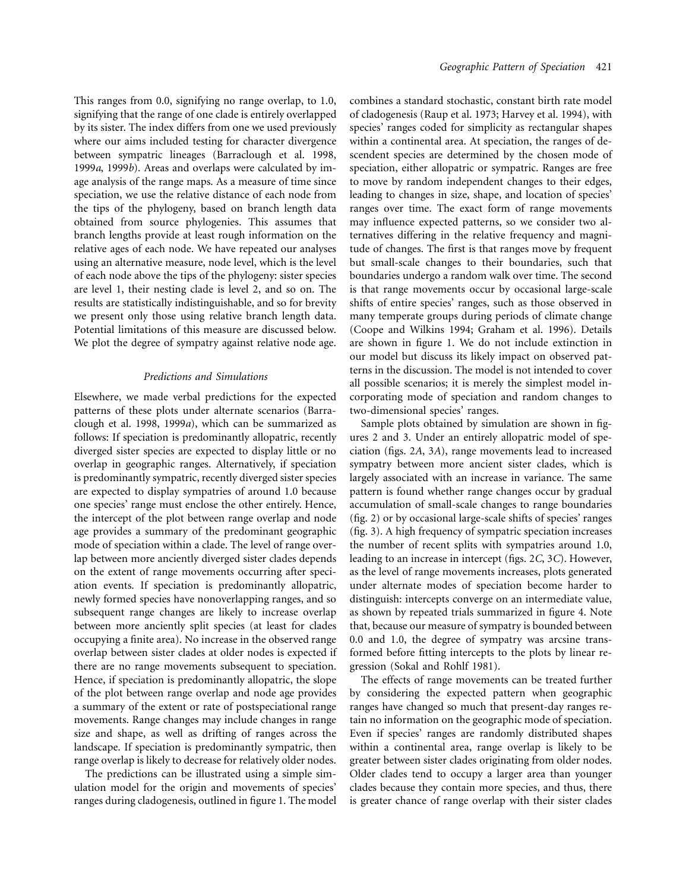This ranges from 0.0, signifying no range overlap, to 1.0, signifying that the range of one clade is entirely overlapped by its sister. The index differs from one we used previously where our aims included testing for character divergence between sympatric lineages (Barraclough et al. 1998, 1999*a*, 1999*b*). Areas and overlaps were calculated by image analysis of the range maps. As a measure of time since speciation, we use the relative distance of each node from the tips of the phylogeny, based on branch length data obtained from source phylogenies. This assumes that branch lengths provide at least rough information on the relative ages of each node. We have repeated our analyses using an alternative measure, node level, which is the level of each node above the tips of the phylogeny: sister species are level 1, their nesting clade is level 2, and so on. The results are statistically indistinguishable, and so for brevity we present only those using relative branch length data. Potential limitations of this measure are discussed below. We plot the degree of sympatry against relative node age.

### *Predictions and Simulations*

Elsewhere, we made verbal predictions for the expected patterns of these plots under alternate scenarios (Barraclough et al. 1998, 1999*a*), which can be summarized as follows: If speciation is predominantly allopatric, recently diverged sister species are expected to display little or no overlap in geographic ranges. Alternatively, if speciation is predominantly sympatric, recently diverged sister species are expected to display sympatries of around 1.0 because one species' range must enclose the other entirely. Hence, the intercept of the plot between range overlap and node age provides a summary of the predominant geographic mode of speciation within a clade. The level of range overlap between more anciently diverged sister clades depends on the extent of range movements occurring after speciation events. If speciation is predominantly allopatric, newly formed species have nonoverlapping ranges, and so subsequent range changes are likely to increase overlap between more anciently split species (at least for clades occupying a finite area). No increase in the observed range overlap between sister clades at older nodes is expected if there are no range movements subsequent to speciation. Hence, if speciation is predominantly allopatric, the slope of the plot between range overlap and node age provides a summary of the extent or rate of postspeciational range movements. Range changes may include changes in range size and shape, as well as drifting of ranges across the landscape. If speciation is predominantly sympatric, then range overlap is likely to decrease for relatively older nodes.

The predictions can be illustrated using a simple simulation model for the origin and movements of species' ranges during cladogenesis, outlined in figure 1. The model combines a standard stochastic, constant birth rate model of cladogenesis (Raup et al. 1973; Harvey et al. 1994), with species' ranges coded for simplicity as rectangular shapes within a continental area. At speciation, the ranges of descendent species are determined by the chosen mode of speciation, either allopatric or sympatric. Ranges are free to move by random independent changes to their edges, leading to changes in size, shape, and location of species' ranges over time. The exact form of range movements may influence expected patterns, so we consider two alternatives differing in the relative frequency and magnitude of changes. The first is that ranges move by frequent but small-scale changes to their boundaries, such that boundaries undergo a random walk over time. The second is that range movements occur by occasional large-scale shifts of entire species' ranges, such as those observed in many temperate groups during periods of climate change (Coope and Wilkins 1994; Graham et al. 1996). Details are shown in figure 1. We do not include extinction in our model but discuss its likely impact on observed patterns in the discussion. The model is not intended to cover all possible scenarios; it is merely the simplest model incorporating mode of speciation and random changes to two-dimensional species' ranges.

Sample plots obtained by simulation are shown in figures 2 and 3. Under an entirely allopatric model of speciation (figs. 2*A*, 3*A*), range movements lead to increased sympatry between more ancient sister clades, which is largely associated with an increase in variance. The same pattern is found whether range changes occur by gradual accumulation of small-scale changes to range boundaries (fig. 2) or by occasional large-scale shifts of species' ranges (fig. 3). A high frequency of sympatric speciation increases the number of recent splits with sympatries around 1.0, leading to an increase in intercept (figs. 2*C*, 3*C*). However, as the level of range movements increases, plots generated under alternate modes of speciation become harder to distinguish: intercepts converge on an intermediate value, as shown by repeated trials summarized in figure 4. Note that, because our measure of sympatry is bounded between 0.0 and 1.0, the degree of sympatry was arcsine transformed before fitting intercepts to the plots by linear regression (Sokal and Rohlf 1981).

The effects of range movements can be treated further by considering the expected pattern when geographic ranges have changed so much that present-day ranges retain no information on the geographic mode of speciation. Even if species' ranges are randomly distributed shapes within a continental area, range overlap is likely to be greater between sister clades originating from older nodes. Older clades tend to occupy a larger area than younger clades because they contain more species, and thus, there is greater chance of range overlap with their sister clades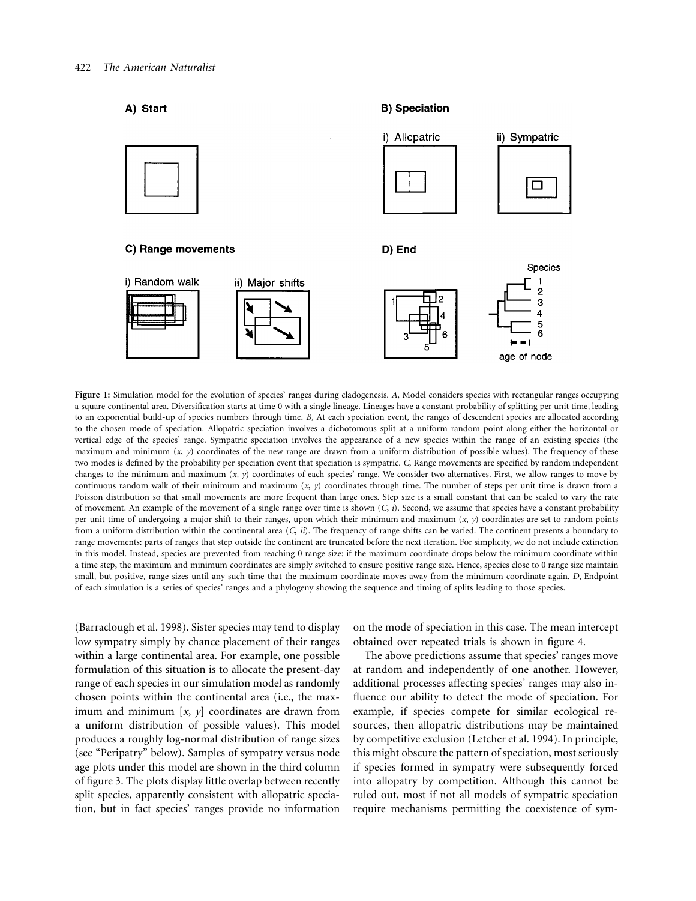A) Start

B) Speciation

i) Allopatric

ii) Sympatric

C) Range movements

i) Random walk

ii) Major shifts

D) End

Species

1

2

3

4

5

6

age of node

**Figure 1:** Simulation model for the evolution of species' ranges during cladogenesis. *A*, Model considers species with rectangular ranges occupying a square continental area. Diversification starts at time 0 with a single lineage. Lineages have a constant probability of splitting per unit time, leading to an exponential build-up of species numbers through time. *B*, At each speciation event, the ranges of descendent species are allocated according to the chosen mode of speciation. Allopatric speciation involves a dichotomous split at a uniform random point along either the horizontal or vertical edge of the species' range. Sympatric speciation involves the appearance of a new species within the range of an existing species (the maximum and minimum $(x, y)$ coordinates of the new range are drawn from a uniform distribution of possible values). The frequency of these two modes is defined by the probability per speciation event that speciation is sympatric. *C*, Range movements are specified by random independent changes to the minimum and maximum $(x, y)$ coordinates of each species' range. We consider two alternatives. First, we allow ranges to move by continuous random walk of their minimum and maximum $(x, y)$ coordinates through time. The number of steps per unit time is drawn from a Poisson distribution so that small movements are more frequent than large ones. Step size is a small constant that can be scaled to vary the rate of movement. An example of the movement of a single range over time is shown (*C*, *i*). Second, we assume that species have a constant probability per unit time of undergoing a major shift to their ranges, upon which their minimum and maximum $(x, y)$ coordinates are set to random points from a uniform distribution within the continental area (*C*, *ii*). The frequency of range shifts can be varied. The continent presents a boundary to range movements: parts of ranges that step outside the continent are truncated before the next iteration. For simplicity, we do not include extinction in this model. Instead, species are prevented from reaching 0 range size: if the maximum coordinate drops below the minimum coordinate within a time step, the maximum and minimum coordinates are simply switched to ensure positive range size. Hence, species close to 0 range size maintain small, but positive, range sizes until any such time that the maximum coordinate moves away from the minimum coordinate again. *D*, Endpoint of each simulation is a series of species' ranges and a phylogeny showing the sequence and timing of splits leading to those species.

(Barraclough et al. 1998). Sister species may tend to display low sympatry simply by chance placement of their ranges within a large continental area. For example, one possible formulation of this situation is to allocate the present-day range of each species in our simulation model as randomly chosen points within the continental area (i.e., the maximum and minimum $[x, y]$ coordinates are drawn from a uniform distribution of possible values). This model produces a roughly log-normal distribution of range sizes (see "Peripatry" below). Samples of sympatry versus node age plots under this model are shown in the third column of figure 3. The plots display little overlap between recently split species, apparently consistent with allopatric speciation, but in fact species' ranges provide no information on the mode of speciation in this case. The mean intercept obtained over repeated trials is shown in figure 4.

The above predictions assume that species' ranges move at random and independently of one another. However, additional processes affecting species' ranges may also influence our ability to detect the mode of speciation. For example, if species compete for similar ecological resources, then allopatric distributions may be maintained by competitive exclusion (Letcher et al. 1994). In principle, this might obscure the pattern of speciation, most seriously if species formed in sympatry were subsequently forced into allopatry by competition. Although this cannot be ruled out, most if not all models of sympatric speciation require mechanisms permitting the coexistence of sym-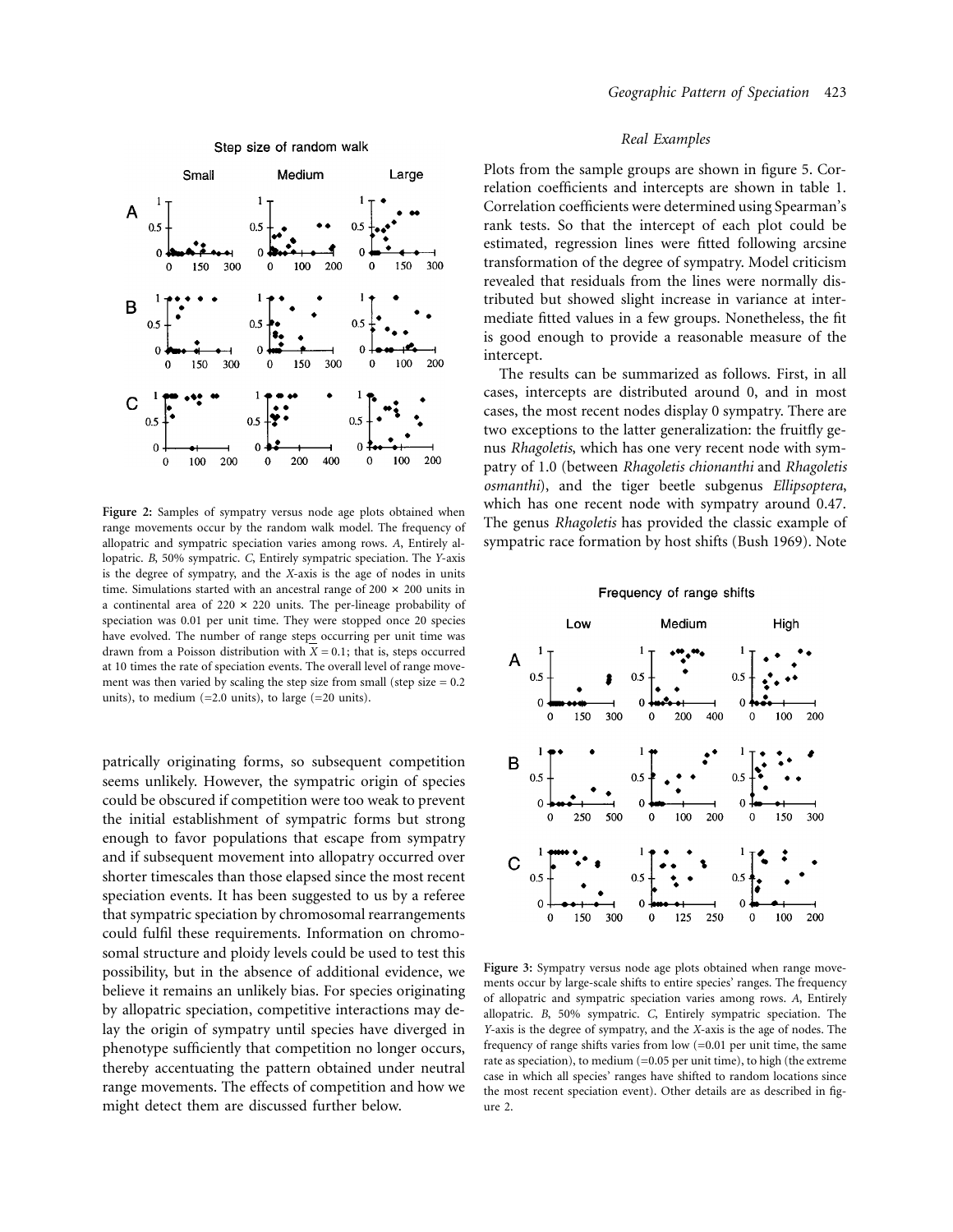patrically originating forms, so subsequent competition seems unlikely. However, the sympatric origin of species could be obscured if competition were too weak to prevent the initial establishment of sympatric forms but strong enough to favor populations that escape from sympatry and if subsequent movement into allopatry occurred over shorter timescales than those elapsed since the most recent speciation events. It has been suggested to us by a referee that sympatric speciation by chromosomal rearrangements could fulfil these requirements. Information on chromosomal structure and ploidy levels could be used to test this possibility, but in the absence of additional evidence, we believe it remains an unlikely bias. For species originating by allopatric speciation, competitive interactions may delay the origin of sympatry until species have diverged in phenotype sufficiently that competition no longer occurs, thereby accentuating the pattern obtained under neutral range movements. The effects of competition and how we might detect them are discussed further below.

Figure 2: Samples of sympatry versus node age plots obtained when range movements occur by the random walk model. The frequency of allopatric and sympatric speciation varies among rows. *A*, Entirely allopatric. *B*, 50% sympatric. *C*, Entirely sympatric speciation. The *Y*-axis is the degree of sympatry, and the *X*-axis is the age of nodes in units time. Simulations started with an ancestral range of 200 × 200 units in a continental area of 220 × 220 units. The per-lineage probability of speciation was 0.01 per unit time. They were stopped once 20 species have evolved. The number of range steps occurring per unit time was drawn from a Poisson distribution with $\bar{X} = 0.1$; that is, steps occurred at 10 times the rate of speciation events. The overall level of range movement was then varied by scaling the step size from small (step size = 0.2 units), to medium (=2.0 units), to large (=20 units).

### Real Examples

Plots from the sample groups are shown in figure 5. Correlation coefficients and intercepts are shown in table 1. Correlation coefficients were determined using Spearman's rank tests. So that the intercept of each plot could be estimated, regression lines were fitted following arcsine transformation of the degree of sympatry. Model criticism revealed that residuals from the lines were normally distributed but showed slight increase in variance at intermediate fitted values in a few groups. Nonetheless, the fit is good enough to provide a reasonable measure of the intercept.

The results can be summarized as follows. First, in all cases, intercepts are distributed around 0, and in most cases, the most recent nodes display 0 sympatry. There are two exceptions to the latter generalization: the fruitfly genus *Rhagoletis*, which has one very recent node with sympatry of 1.0 (between *Rhagoletis chionanthi* and *Rhagoletis osmanthi*), and the tiger beetle subgenus *Ellipsoptera*, which has one recent node with sympatry around 0.47. The genus *Rhagoletis* has provided the classic example of sympatric race formation by host shifts (Bush 1969). Note

Figure 3: Sympatry versus node age plots obtained when range movements occur by large-scale shifts to entire species' ranges. The frequency of allopatric and sympatric speciation varies among rows. *A*, Entirely allopatric. *B*, 50% sympatric. *C*, Entirely sympatric speciation. The *Y*-axis is the degree of sympatry, and the *X*-axis is the age of nodes. The frequency of range shifts varies from low (=0.01 per unit time, the same rate as speciation), to medium (=0.05 per unit time), to high (the extreme case in which all species' ranges have shifted to random locations since the most recent speciation event). Other details are as described in figure 2.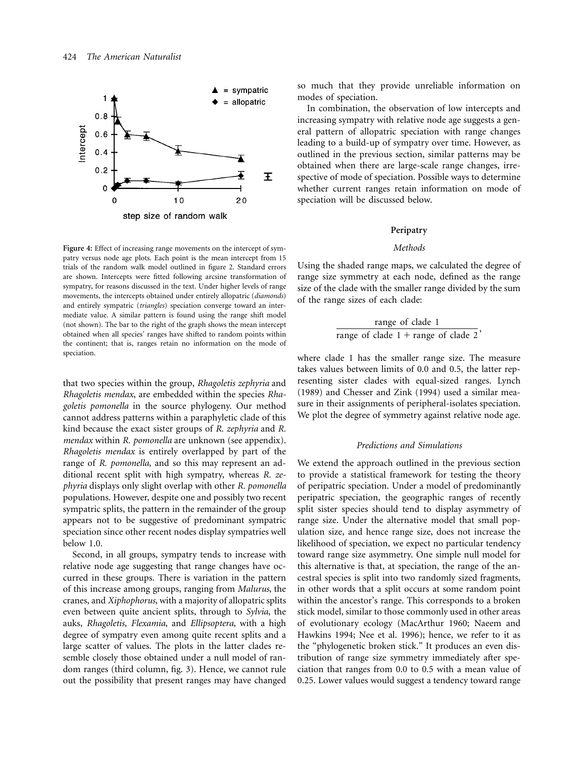▲ = sympatric
◆ = allopatric

Intercept

1
0.8
0.6
0.4
0.2
0

0 10 20

step size of random walk

**Figure 4:** Effect of increasing range movements on the intercept of sympatry versus node age plots. Each point is the mean intercept from 15 trials of the random walk model outlined in figure 2. Standard errors are shown. Intercepts were fitted following arcsine transformation of sympatry, for reasons discussed in the text. Under higher levels of range movements, the intercepts obtained under entirely allopatric (*diamonds*) and entirely sympatric (*triangles*) speciation converge toward an intermediate value. A similar pattern is found using the range shift model (not shown). The bar to the right of the graph shows the mean intercept obtained when all species' ranges have shifted to random points within the continent; that is, ranges retain no information on the mode of speciation.

that two species within the group, *Rhagoletis zephyria* and *Rhagoletis mendax*, are embedded within the species *Rhagoletis pomonella* in the source phylogeny. Our method cannot address patterns within a paraphyletic clade of this kind because the exact sister groups of *R. zephyria* and *R. mendax* within *R. pomonella* are unknown (see appendix). *Rhagoletis mendax* is entirely overlapped by part of the range of *R. pomonella*, and so this may represent an additional recent split with high sympatry, whereas *R. zephyria* displays only slight overlap with other *R. pomonella* populations. However, despite one and possibly two recent sympatric splits, the pattern in the remainder of the group appears not to be suggestive of predominant sympatric speciation since other recent nodes display sympatries well below 1.0.

Second, in all groups, sympatry tends to increase with relative node age suggesting that range changes have occurred in these groups. There is variation in the pattern of this increase among groups, ranging from *Malurus*, the cranes, and *Xiphophorus*, with a majority of allopatric splits even between quite ancient splits, through to *Sylvia*, the auks, *Rhagoletis*, *Flexamia*, and *Ellipsoptera*, with a high degree of sympatry even among quite recent splits and a large scatter of values. The plots in the latter clades resemble closely those obtained under a null model of random ranges (third column, fig. 3). Hence, we cannot rule out the possibility that present ranges may have changed so much that they provide unreliable information on modes of speciation.

In combination, the observation of low intercepts and increasing sympatry with relative node age suggests a general pattern of allopatric speciation with range changes leading to a build-up of sympatry over time. However, as outlined in the previous section, similar patterns may be obtained when there are large-scale range changes, irrespective of mode of speciation. Possible ways to determine whether current ranges retain information on mode of speciation will be discussed below.

## Peripatry

### *Methods*

Using the shaded range maps, we calculated the degree of range size symmetry at each node, defined as the range size of the clade with the smaller range divided by the sum of the range sizes of each clade:

$$\frac{\text{range of clade 1}}{\text{range of clade 1} + \text{range of clade 2}},$$

where clade 1 has the smaller range size. The measure takes values between limits of 0.0 and 0.5, the latter representing sister clades with equal-sized ranges. Lynch (1989) and Chesser and Zink (1994) used a similar measure in their assignments of peripheral-isolates speciation. We plot the degree of symmetry against relative node age.

### *Predictions and Simulations*

We extend the approach outlined in the previous section to provide a statistical framework for testing the theory of peripatric speciation. Under a model of predominantly peripatric speciation, the geographic ranges of recently split sister species should tend to display asymmetry of range size. Under the alternative model that small population size, and hence range size, does not increase the likelihood of speciation, we expect no particular tendency toward range size asymmetry. One simple null model for this alternative is that, at speciation, the range of the ancestral species is split into two randomly sized fragments, in other words that a split occurs at some random point within the ancestor's range. This corresponds to a broken stick model, similar to those commonly used in other areas of evolutionary ecology (MacArthur 1960; Naeem and Hawkins 1994; Nee et al. 1996); hence, we refer to it as the "phylogenetic broken stick." It produces an even distribution of range size symmetry immediately after speciation that ranges from 0.0 to 0.5 with a mean value of 0.25. Lower values would suggest a tendency toward range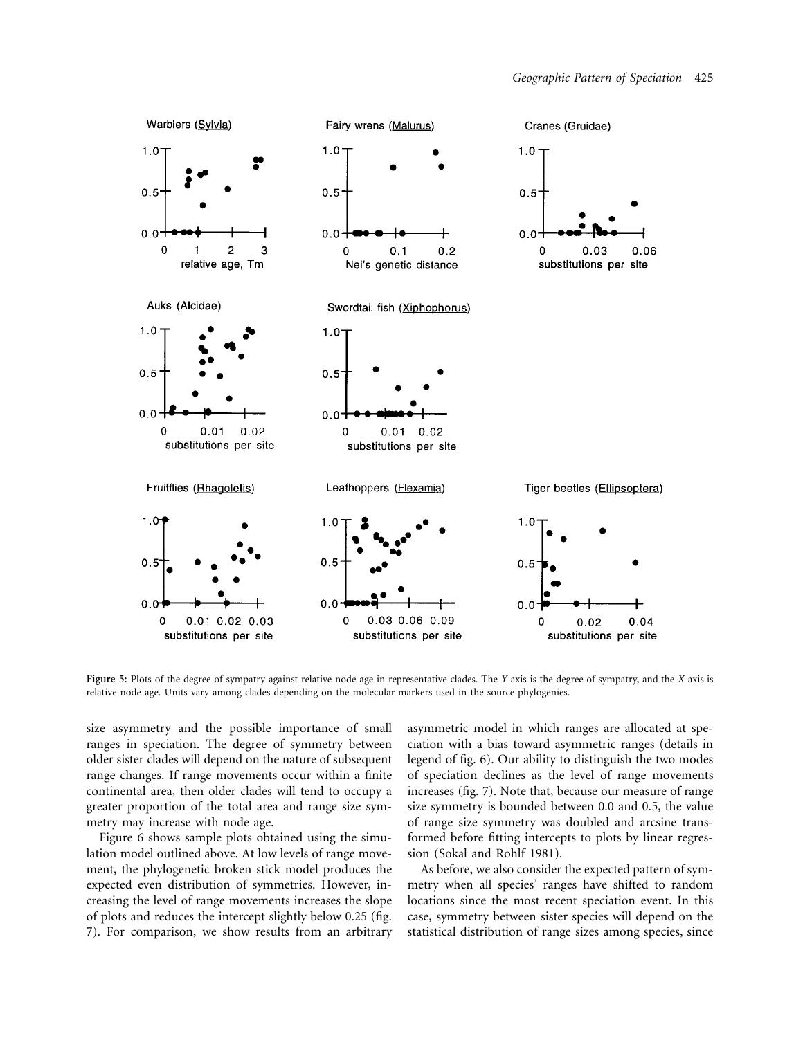Figure 5: Plots of the degree of sympatry against relative node age in representative clades. The *Y*-axis is the degree of sympatry, and the *X*-axis is relative node age. Units vary among clades depending on the molecular markers used in the source phylogenies.

size asymmetry and the possible importance of small ranges in speciation. The degree of symmetry between older sister clades will depend on the nature of subsequent range changes. If range movements occur within a finite continental area, then older clades will tend to occupy a greater proportion of the total area and range size symmetry may increase with node age.

Figure 6 shows sample plots obtained using the simulation model outlined above. At low levels of range movement, the phylogenetic broken stick model produces the expected even distribution of symmetries. However, increasing the level of range movements increases the slope of plots and reduces the intercept slightly below 0.25 (fig. 7). For comparison, we show results from an arbitrary asymmetric model in which ranges are allocated at speciation with a bias toward asymmetric ranges (details in legend of fig. 6). Our ability to distinguish the two modes of speciation declines as the level of range movements increases (fig. 7). Note that, because our measure of range size symmetry is bounded between 0.0 and 0.5, the value of range size symmetry was doubled and arcsine transformed before fitting intercepts to plots by linear regression (Sokal and Rohlf 1981).

As before, we also consider the expected pattern of symmetry when all species' ranges have shifted to random locations since the most recent speciation event. In this case, symmetry between sister species will depend on the statistical distribution of range sizes among species, since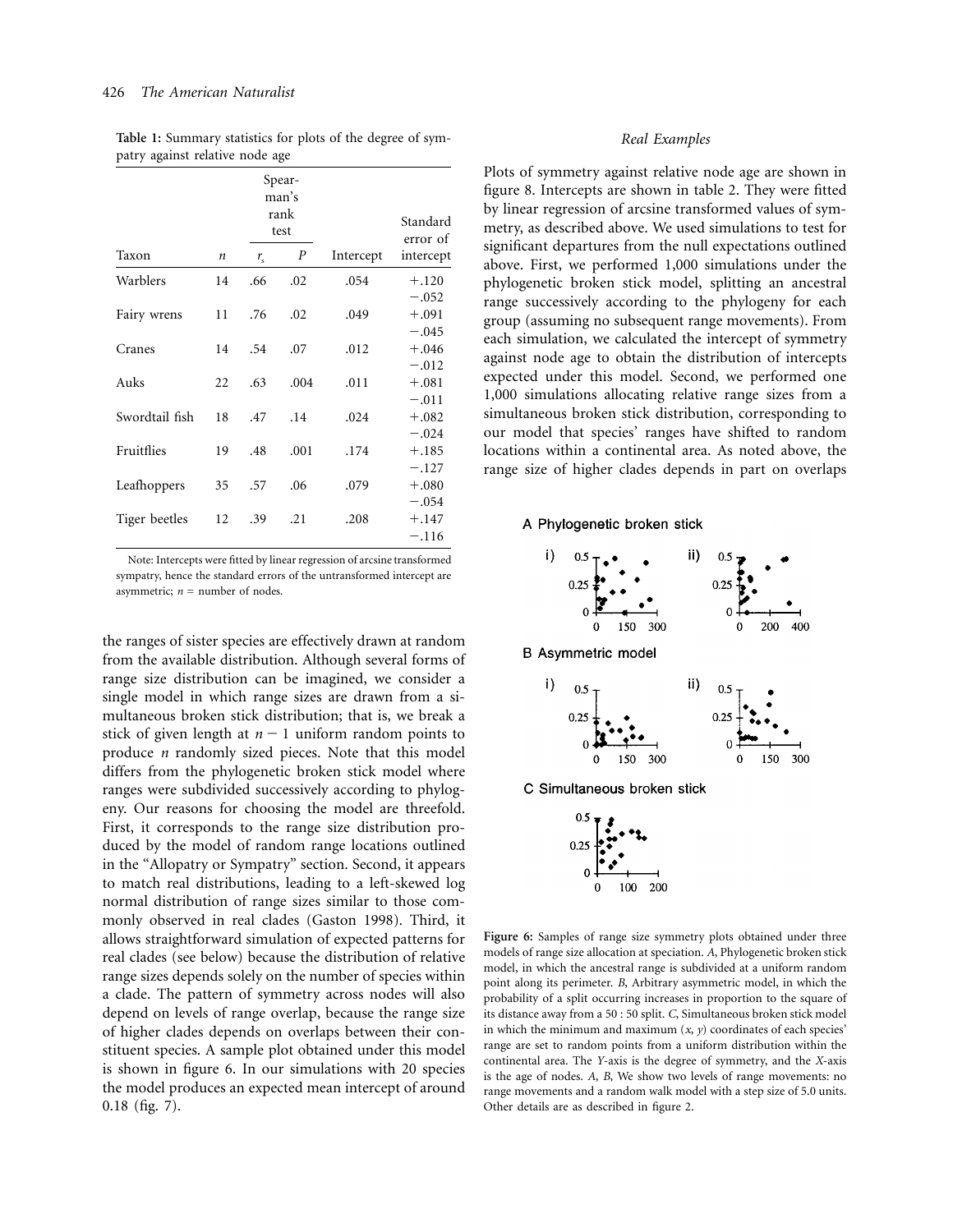**Table 1:** Summary statistics for plots of the degree of sympatry against relative node age

| Taxon | $n$ | Spearman's rank test $r_s$ | Spearman's rank test $P$ | Intercept | Standard error of intercept |
|---|---|---|---|---|---|
| Warblers | 14 | .66 | .02 | .054 | +.120 −.052 |
| Fairy wrens | 11 | .76 | .02 | .049 | +.091 −.045 |
| Cranes | 14 | .54 | .07 | .012 | +.046 −.012 |
| Auks | 22 | .63 | .004 | .011 | +.081 −.011 |
| Swordtail fish | 18 | .47 | .14 | .024 | +.082 −.024 |
| Fruitflies | 19 | .48 | .001 | .174 | +.185 −.127 |
| Leafhoppers | 35 | .57 | .06 | .079 | +.080 −.054 |
| Tiger beetles | 12 | .39 | .21 | .208 | +.147 −.116 |

Note: Intercepts were fitted by linear regression of arcsine transformed sympatry, hence the standard errors of the untransformed intercept are asymmetric; $n$ = number of nodes.

the ranges of sister species are effectively drawn at random from the available distribution. Although several forms of range size distribution can be imagined, we consider a single model in which range sizes are drawn from a simultaneous broken stick distribution; that is, we break a stick of given length at $n-1$ uniform random points to produce $n$ randomly sized pieces. Note that this model differs from the phylogenetic broken stick model where ranges were subdivided successively according to phylogeny. Our reasons for choosing the model are threefold. First, it corresponds to the range size distribution produced by the model of random range locations outlined in the "Allopatry or Sympatry" section. Second, it appears to match real distributions, leading to a left-skewed log normal distribution of range sizes similar to those commonly observed in real clades (Gaston 1998). Third, it allows straightforward simulation of expected patterns for real clades (see below) because the distribution of relative range sizes depends solely on the number of species within a clade. The pattern of symmetry across nodes will also depend on levels of range overlap, because the range size of higher clades depends on overlaps between their constituent species. A sample plot obtained under this model is shown in figure 6. In our simulations with 20 species the model produces an expected mean intercept of around 0.18 (fig. 7).

### Real Examples

Plots of symmetry against relative node age are shown in figure 8. Intercepts are shown in table 2. They were fitted by linear regression of arcsine transformed values of symmetry, as described above. We used simulations to test for significant departures from the null expectations outlined above. First, we performed 1,000 simulations under the phylogenetic broken stick model, splitting an ancestral range successively according to the phylogeny for each group (assuming no subsequent range movements). From each simulation, we calculated the intercept of symmetry against node age to obtain the distribution of intercepts expected under this model. Second, we performed one 1,000 simulations allocating relative range sizes from a simultaneous broken stick distribution, corresponding to our model that species' ranges have shifted to random locations within a continental area. As noted above, the range size of higher clades depends in part on overlaps

**Figure 6:** Samples of range size symmetry plots obtained under three models of range size allocation at speciation. *A*, Phylogenetic broken stick model, in which the ancestral range is subdivided at a uniform random point along its perimeter. *B*, Arbitrary asymmetric model, in which the probability of a split occurring increases in proportion to the square of its distance away from a 50 : 50 split. *C*, Simultaneous broken stick model in which the minimum and maximum ($x$, $y$) coordinates of each species' range are set to random points from a uniform distribution within the continental area. The *Y*-axis is the degree of symmetry, and the *X*-axis is the age of nodes. *A*, *B*, We show two levels of range movements: no range movements and a random walk model with a step size of 5.0 units. Other details are as described in figure 2.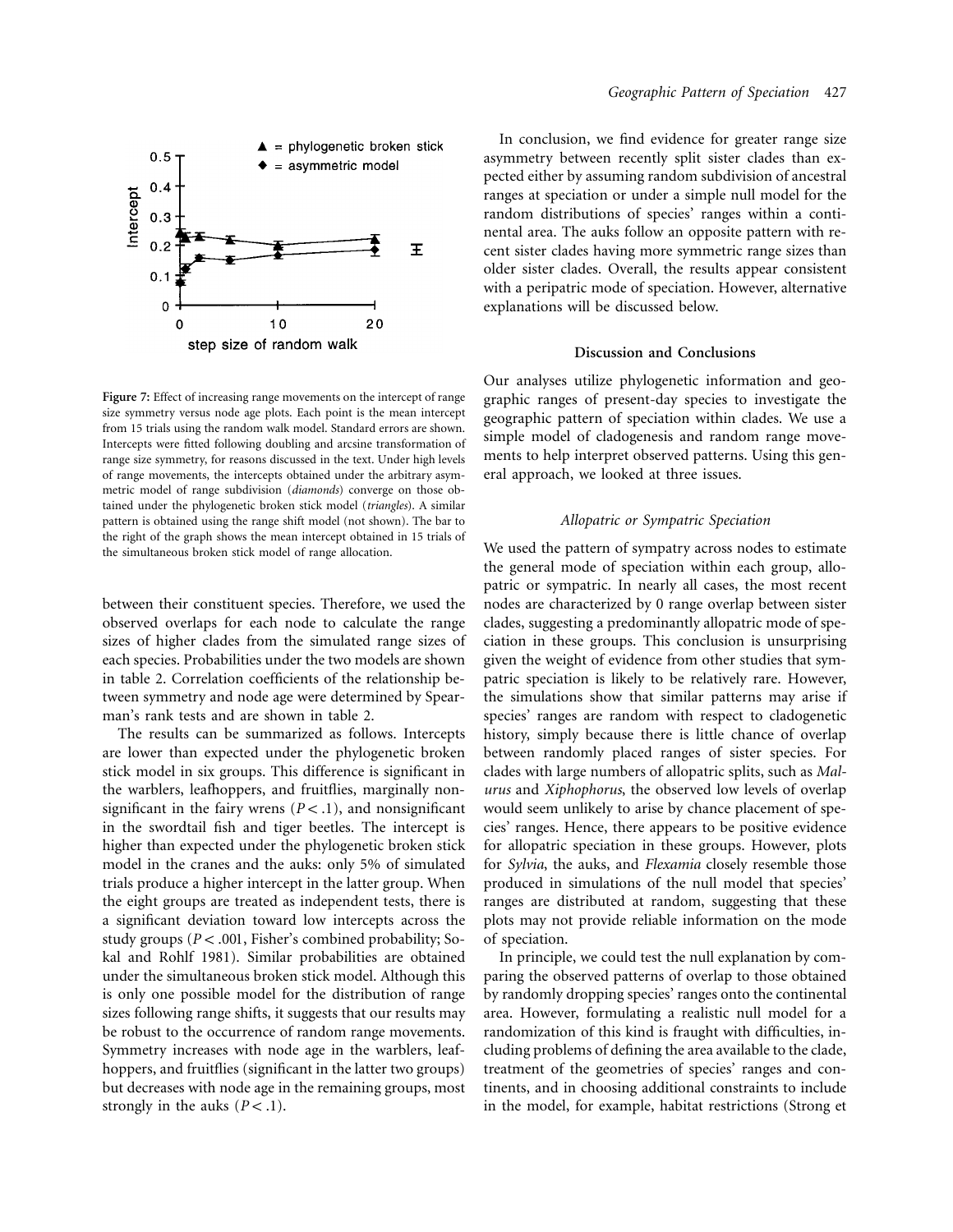▲ = phylogenetic broken stick
◆ = asymmetric model

Intercept

0.5
0.4
0.3
0.2
0.1
0

0
10
20

step size of random walk

**Figure 7:** Effect of increasing range movements on the intercept of range size symmetry versus node age plots. Each point is the mean intercept from 15 trials using the random walk model. Standard errors are shown. Intercepts were fitted following doubling and arcsine transformation of range size symmetry, for reasons discussed in the text. Under high levels of range movements, the intercepts obtained under the arbitrary asymmetric model of range subdivision (*diamonds*) converge on those obtained under the phylogenetic broken stick model (*triangles*). A similar pattern is obtained using the range shift model (not shown). The bar to the right of the graph shows the mean intercept obtained in 15 trials of the simultaneous broken stick model of range allocation.

between their constituent species. Therefore, we used the observed overlaps for each node to calculate the range sizes of higher clades from the simulated range sizes of each species. Probabilities under the two models are shown in table 2. Correlation coefficients of the relationship between symmetry and node age were determined by Spearman's rank tests and are shown in table 2.

The results can be summarized as follows. Intercepts are lower than expected under the phylogenetic broken stick model in six groups. This difference is significant in the warblers, leafhoppers, and fruitflies, marginally nonsignificant in the fairy wrens ($P < .1$), and nonsignificant in the swordtail fish and tiger beetles. The intercept is higher than expected under the phylogenetic broken stick model in the cranes and the auks: only 5% of simulated trials produce a higher intercept in the latter group. When the eight groups are treated as independent tests, there is a significant deviation toward low intercepts across the study groups ($P < .001$, Fisher's combined probability; Sokal and Rohlf 1981). Similar probabilities are obtained under the simultaneous broken stick model. Although this is only one possible model for the distribution of range sizes following range shifts, it suggests that our results may be robust to the occurrence of random range movements. Symmetry increases with node age in the warblers, leafhoppers, and fruitflies (significant in the latter two groups) but decreases with node age in the remaining groups, most strongly in the auks ($P < .1$).

In conclusion, we find evidence for greater range size asymmetry between recently split sister clades than expected either by assuming random subdivision of ancestral ranges at speciation or under a simple null model for the random distributions of species' ranges within a continental area. The auks follow an opposite pattern with recent sister clades having more symmetric range sizes than older sister clades. Overall, the results appear consistent with a peripatric mode of speciation. However, alternative explanations will be discussed below.

## Discussion and Conclusions

Our analyses utilize phylogenetic information and geographic ranges of present-day species to investigate the geographic pattern of speciation within clades. We use a simple model of cladogenesis and random range movements to help interpret observed patterns. Using this general approach, we looked at three issues.

### *Allopatric or Sympatric Speciation*

We used the pattern of sympatry across nodes to estimate the general mode of speciation within each group, allopatric or sympatric. In nearly all cases, the most recent nodes are characterized by 0 range overlap between sister clades, suggesting a predominantly allopatric mode of speciation in these groups. This conclusion is unsurprising given the weight of evidence from other studies that sympatric speciation is likely to be relatively rare. However, the simulations show that similar patterns may arise if species' ranges are random with respect to cladogenetic history, simply because there is little chance of overlap between randomly placed ranges of sister species. For clades with large numbers of allopatric splits, such as *Malurus* and *Xiphophorus*, the observed low levels of overlap would seem unlikely to arise by chance placement of species' ranges. Hence, there appears to be positive evidence for allopatric speciation in these groups. However, plots for *Sylvia*, the auks, and *Flexamia* closely resemble those produced in simulations of the null model that species' ranges are distributed at random, suggesting that these plots may not provide reliable information on the mode of speciation.

In principle, we could test the null explanation by comparing the observed patterns of overlap to those obtained by randomly dropping species' ranges onto the continental area. However, formulating a realistic null model for a randomization of this kind is fraught with difficulties, including problems of defining the area available to the clade, treatment of the geometries of species' ranges and continents, and in choosing additional constraints to include in the model, for example, habitat restrictions (Strong et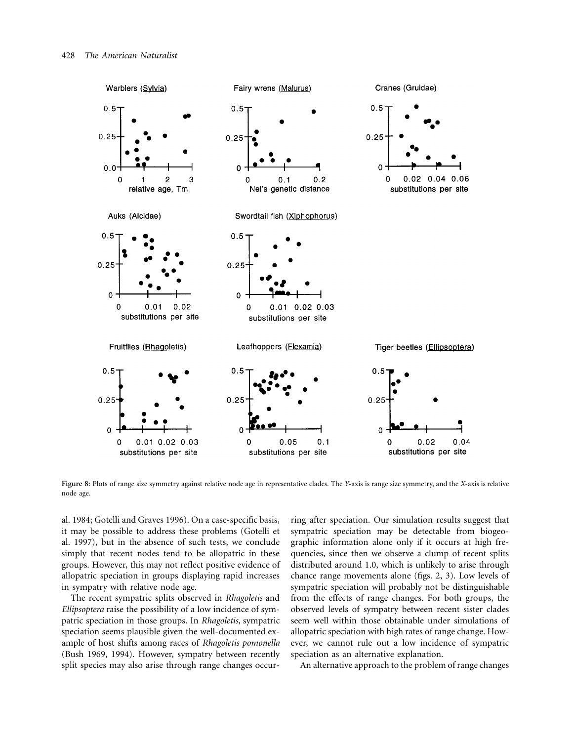**Figure 8:** Plots of range size symmetry against relative node age in representative clades. The *Y*-axis is range size symmetry, and the *X*-axis is relative node age.

al. 1984; Gotelli and Graves 1996). On a case-specific basis, it may be possible to address these problems (Gotelli et al. 1997), but in the absence of such tests, we conclude simply that recent nodes tend to be allopatric in these groups. However, this may not reflect positive evidence of allopatric speciation in groups displaying rapid increases in sympatry with relative node age.

The recent sympatric splits observed in *Rhagoletis* and *Ellipsoptera* raise the possibility of a low incidence of sympatric speciation in those groups. In *Rhagoletis*, sympatric speciation seems plausible given the well-documented example of host shifts among races of *Rhagoletis pomonella* (Bush 1969, 1994). However, sympatry between recently split species may also arise through range changes occurring after speciation. Our simulation results suggest that sympatric speciation may be detectable from biogeographic information alone only if it occurs at high frequencies, since then we observe a clump of recent splits distributed around 1.0, which is unlikely to arise through chance range movements alone (figs. 2, 3). Low levels of sympatric speciation will probably not be distinguishable from the effects of range changes. For both groups, the observed levels of sympatry between recent sister clades seem well within those obtainable under simulations of allopatric speciation with high rates of range change. However, we cannot rule out a low incidence of sympatric speciation as an alternative explanation.

An alternative approach to the problem of range changes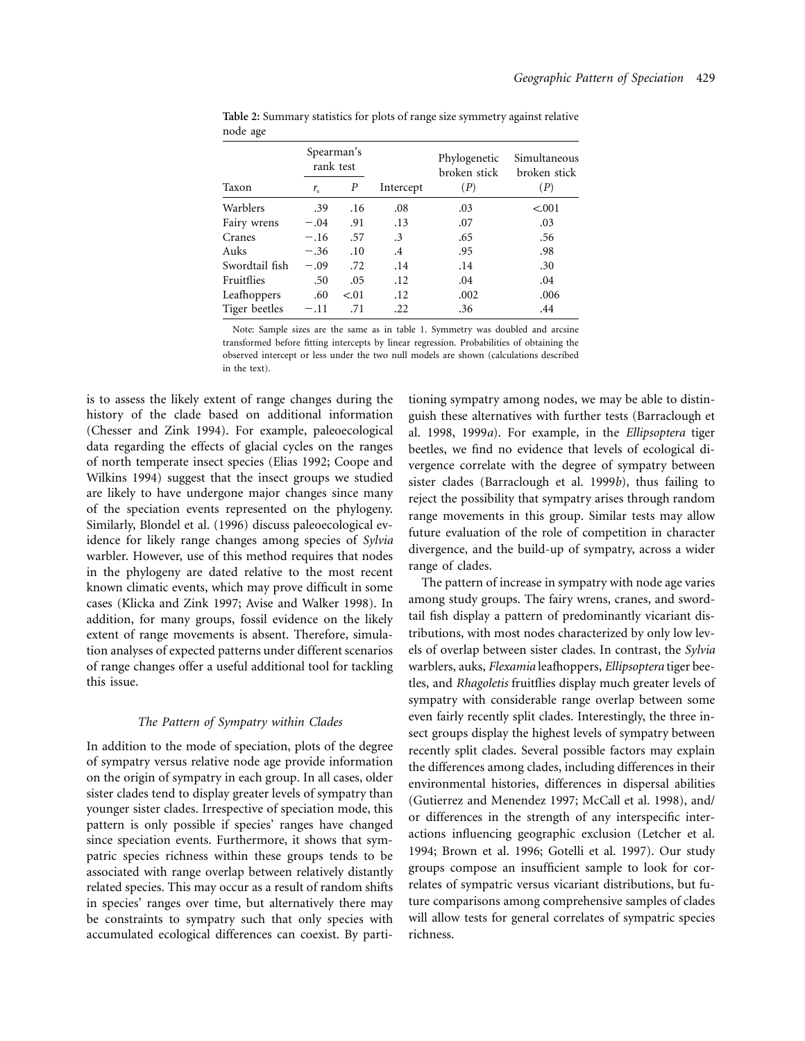**Table 2:** Summary statistics for plots of range size symmetry against relative node age

| Taxon | Spearman's rank test | | Intercept | Phylogenetic broken stick | Simultaneous broken stick |
|---|---|---|---|---|---|
| | $r_s$ | $P$ | | ($P$) | ($P$) |
| Warblers | .39 | .16 | .08 | .03 | <.001 |
| Fairy wrens | −.04 | .91 | .13 | .07 | .03 |
| Cranes | −.16 | .57 | .3 | .65 | .56 |
| Auks | −.36 | .10 | .4 | .95 | .98 |
| Swordtail fish | −.09 | .72 | .14 | .14 | .30 |
| Fruitflies | .50 | .05 | .12 | .04 | .04 |
| Leafhoppers | .60 | <.01 | .12 | .002 | .006 |
| Tiger beetles | −.11 | .71 | .22 | .36 | .44 |

Note: Sample sizes are the same as in table 1. Symmetry was doubled and arcsine transformed before fitting intercepts by linear regression. Probabilities of obtaining the observed intercept or less under the two null models are shown (calculations described in the text).

is to assess the likely extent of range changes during the history of the clade based on additional information (Chesser and Zink 1994). For example, paleoecological data regarding the effects of glacial cycles on the ranges of north temperate insect species (Elias 1992; Coope and Wilkins 1994) suggest that the insect groups we studied are likely to have undergone major changes since many of the speciation events represented on the phylogeny. Similarly, Blondel et al. (1996) discuss paleoecological evidence for likely range changes among species of *Sylvia* warbler. However, use of this method requires that nodes in the phylogeny are dated relative to the most recent known climatic events, which may prove difficult in some cases (Klicka and Zink 1997; Avise and Walker 1998). In addition, for many groups, fossil evidence on the likely extent of range movements is absent. Therefore, simulation analyses of expected patterns under different scenarios of range changes offer a useful additional tool for tackling this issue.

### *The Pattern of Sympatry within Clades*

In addition to the mode of speciation, plots of the degree of sympatry versus relative node age provide information on the origin of sympatry in each group. In all cases, older sister clades tend to display greater levels of sympatry than younger sister clades. Irrespective of speciation mode, this pattern is only possible if species' ranges have changed since speciation events. Furthermore, it shows that sympatric species richness within these groups tends to be associated with range overlap between relatively distantly related species. This may occur as a result of random shifts in species' ranges over time, but alternatively there may be constraints to sympatry such that only species with accumulated ecological differences can coexist. By partitioning sympatry among nodes, we may be able to distinguish these alternatives with further tests (Barraclough et al. 1998, 1999*a*). For example, in the *Ellipsoptera* tiger beetles, we find no evidence that levels of ecological divergence correlate with the degree of sympatry between sister clades (Barraclough et al. 1999*b*), thus failing to reject the possibility that sympatry arises through random range movements in this group. Similar tests may allow future evaluation of the role of competition in character divergence, and the build-up of sympatry, across a wider range of clades.

The pattern of increase in sympatry with node age varies among study groups. The fairy wrens, cranes, and swordtail fish display a pattern of predominantly vicariant distributions, with most nodes characterized by only low levels of overlap between sister clades. In contrast, the *Sylvia* warblers, auks, *Flexamia* leafhoppers, *Ellipsoptera* tiger beetles, and *Rhagoletis* fruitflies display much greater levels of sympatry with considerable range overlap between some even fairly recently split clades. Interestingly, the three insect groups display the highest levels of sympatry between recently split clades. Several possible factors may explain the differences among clades, including differences in their environmental histories, differences in dispersal abilities (Gutierrez and Menendez 1997; McCall et al. 1998), and/or differences in the strength of any interspecific interactions influencing geographic exclusion (Letcher et al. 1994; Brown et al. 1996; Gotelli et al. 1997). Our study groups compose an insufficient sample to look for correlates of sympatric versus vicariant distributions, but future comparisons among comprehensive samples of clades will allow tests for general correlates of sympatric species richness.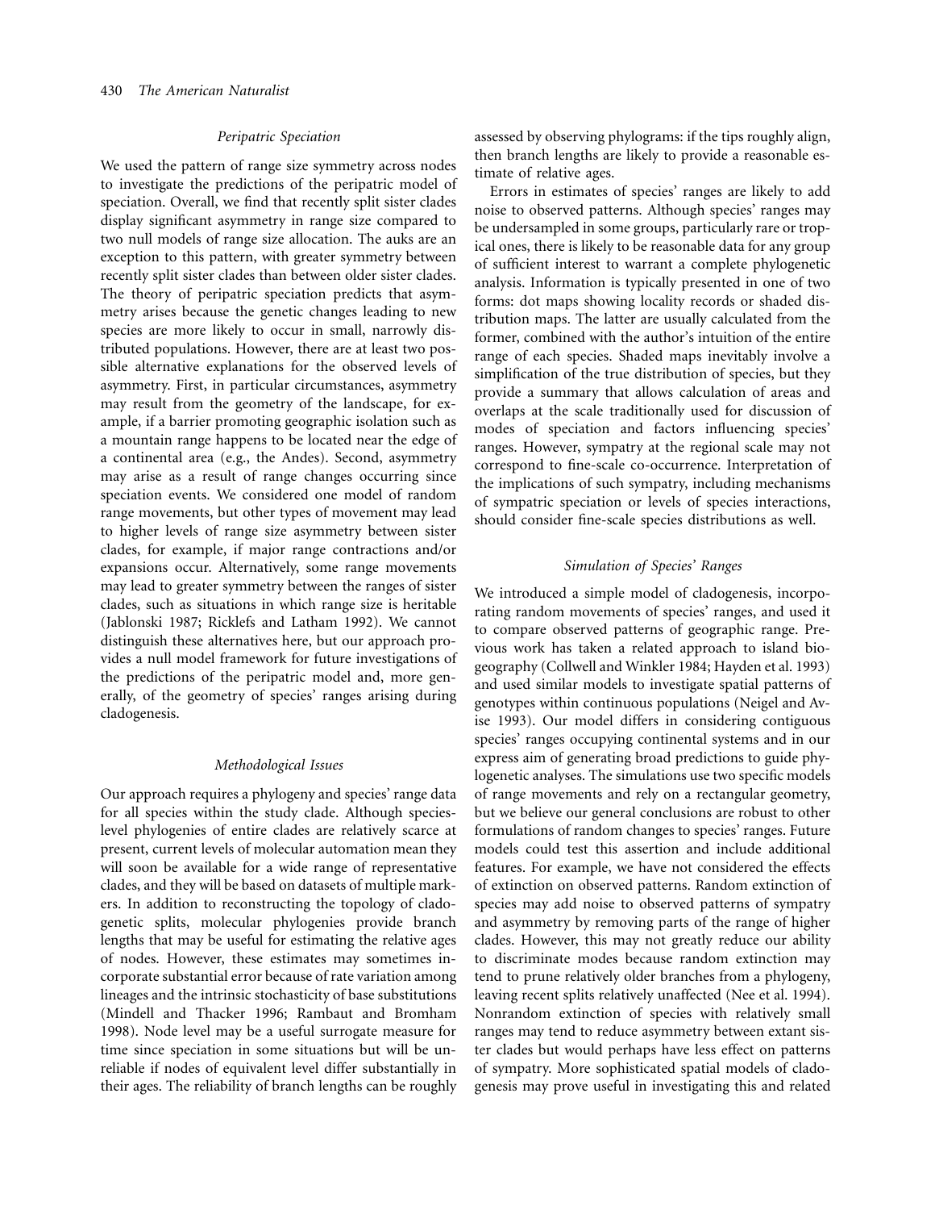### *Peripatric Speciation*

We used the pattern of range size symmetry across nodes to investigate the predictions of the peripatric model of speciation. Overall, we find that recently split sister clades display significant asymmetry in range size compared to two null models of range size allocation. The auks are an exception to this pattern, with greater symmetry between recently split sister clades than between older sister clades. The theory of peripatric speciation predicts that asymmetry arises because the genetic changes leading to new species are more likely to occur in small, narrowly distributed populations. However, there are at least two possible alternative explanations for the observed levels of asymmetry. First, in particular circumstances, asymmetry may result from the geometry of the landscape, for example, if a barrier promoting geographic isolation such as a mountain range happens to be located near the edge of a continental area (e.g., the Andes). Second, asymmetry may arise as a result of range changes occurring since speciation events. We considered one model of random range movements, but other types of movement may lead to higher levels of range size asymmetry between sister clades, for example, if major range contractions and/or expansions occur. Alternatively, some range movements may lead to greater symmetry between the ranges of sister clades, such as situations in which range size is heritable (Jablonski 1987; Ricklefs and Latham 1992). We cannot distinguish these alternatives here, but our approach provides a null model framework for future investigations of the predictions of the peripatric model and, more generally, of the geometry of species' ranges arising during cladogenesis.

### *Methodological Issues*

Our approach requires a phylogeny and species' range data for all species within the study clade. Although species-level phylogenies of entire clades are relatively scarce at present, current levels of molecular automation mean they will soon be available for a wide range of representative clades, and they will be based on datasets of multiple markers. In addition to reconstructing the topology of cladogenetic splits, molecular phylogenies provide branch lengths that may be useful for estimating the relative ages of nodes. However, these estimates may sometimes incorporate substantial error because of rate variation among lineages and the intrinsic stochasticity of base substitutions (Mindell and Thacker 1996; Rambaut and Bromham 1998). Node level may be a useful surrogate measure for time since speciation in some situations but will be unreliable if nodes of equivalent level differ substantially in their ages. The reliability of branch lengths can be roughly assessed by observing phylograms: if the tips roughly align, then branch lengths are likely to provide a reasonable estimate of relative ages.

Errors in estimates of species' ranges are likely to add noise to observed patterns. Although species' ranges may be undersampled in some groups, particularly rare or tropical ones, there is likely to be reasonable data for any group of sufficient interest to warrant a complete phylogenetic analysis. Information is typically presented in one of two forms: dot maps showing locality records or shaded distribution maps. The latter are usually calculated from the former, combined with the author's intuition of the entire range of each species. Shaded maps inevitably involve a simplification of the true distribution of species, but they provide a summary that allows calculation of areas and overlaps at the scale traditionally used for discussion of modes of speciation and factors influencing species' ranges. However, sympatry at the regional scale may not correspond to fine-scale co-occurrence. Interpretation of the implications of such sympatry, including mechanisms of sympatric speciation or levels of species interactions, should consider fine-scale species distributions as well.

### *Simulation of Species' Ranges*

We introduced a simple model of cladogenesis, incorporating random movements of species' ranges, and used it to compare observed patterns of geographic range. Previous work has taken a related approach to island biogeography (Collwell and Winkler 1984; Hayden et al. 1993) and used similar models to investigate spatial patterns of genotypes within continuous populations (Neigel and Avise 1993). Our model differs in considering contiguous species' ranges occupying continental systems and in our express aim of generating broad predictions to guide phylogenetic analyses. The simulations use two specific models of range movements and rely on a rectangular geometry, but we believe our general conclusions are robust to other formulations of random changes to species' ranges. Future models could test this assertion and include additional features. For example, we have not considered the effects of extinction on observed patterns. Random extinction of species may add noise to observed patterns of sympatry and asymmetry by removing parts of the range of higher clades. However, this may not greatly reduce our ability to discriminate modes because random extinction may tend to prune relatively older branches from a phylogeny, leaving recent splits relatively unaffected (Nee et al. 1994). Nonrandom extinction of species with relatively small ranges may tend to reduce asymmetry between extant sister clades but would perhaps have less effect on patterns of sympatry. More sophisticated spatial models of cladogenesis may prove useful in investigating this and related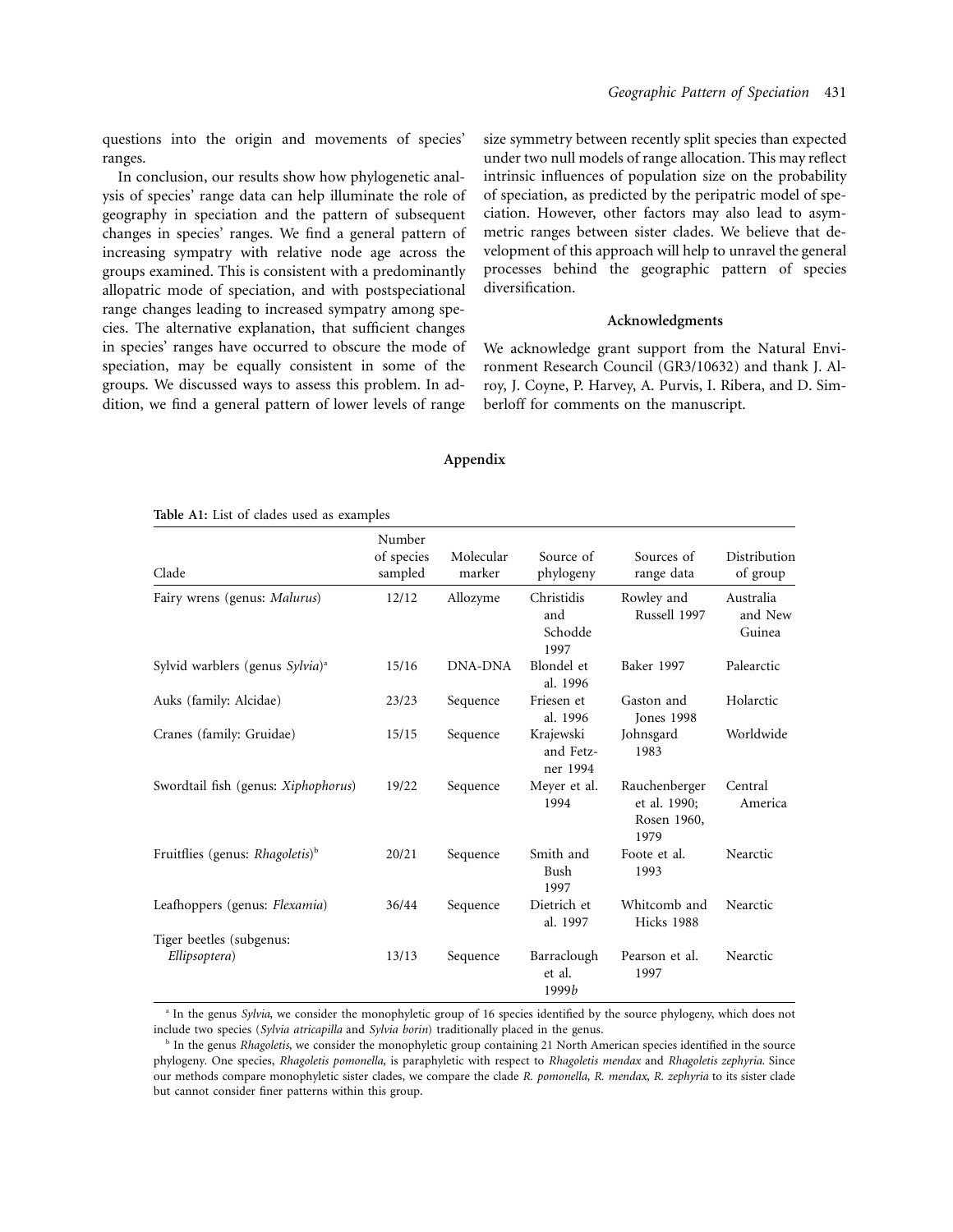questions into the origin and movements of species' ranges.

In conclusion, our results show how phylogenetic analysis of species' range data can help illuminate the role of geography in speciation and the pattern of subsequent changes in species' ranges. We find a general pattern of increasing sympatry with relative node age across the groups examined. This is consistent with a predominantly allopatric mode of speciation, and with postspeciational range changes leading to increased sympatry among species. The alternative explanation, that sufficient changes in species' ranges have occurred to obscure the mode of speciation, may be equally consistent in some of the groups. We discussed ways to assess this problem. In addition, we find a general pattern of lower levels of range size symmetry between recently split species than expected under two null models of range allocation. This may reflect intrinsic influences of population size on the probability of speciation, as predicted by the peripatric model of speciation. However, other factors may also lead to asymmetric ranges between sister clades. We believe that development of this approach will help to unravel the general processes behind the geographic pattern of species diversification.

### Acknowledgments

We acknowledge grant support from the Natural Environment Research Council (GR3/10632) and thank J. Alroy, J. Coyne, P. Harvey, A. Purvis, I. Ribera, and D. Simberloff for comments on the manuscript.

## Appendix

**Table A1:** List of clades used as examples

| Clade | Number of species sampled | Molecular marker | Source of phylogeny | Sources of range data | Distribution of group |
|---|---|---|---|---|---|
| Fairy wrens (genus: *Malurus*) | 12/12 | Allozyme | Christidis and Schodde 1997 | Rowley and Russell 1997 | Australia and New Guinea |
| Sylvid warblers (genus *Sylvia*)[a] | 15/16 | DNA-DNA | Blondel et al. 1996 | Baker 1997 | Palearctic |
| Auks (family: Alcidae) | 23/23 | Sequence | Friesen et al. 1996 | Gaston and Jones 1998 | Holarctic |
| Cranes (family: Gruidae) | 15/15 | Sequence | Krajewski and Fetzner 1994 | Johnsgard 1983 | Worldwide |
| Swordtail fish (genus: *Xiphophorus*) | 19/22 | Sequence | Meyer et al. 1994 | Rauchenberger et al. 1990; Rosen 1960, 1979 | Central America |
| Fruitflies (genus: *Rhagoletis*)[b] | 20/21 | Sequence | Smith and Bush 1997 | Foote et al. 1993 | Nearctic |
| Leafhoppers (genus: *Flexamia*) | 36/44 | Sequence | Dietrich et al. 1997 | Whitcomb and Hicks 1988 | Nearctic |
| Tiger beetles (subgenus: *Ellipsoptera*) | 13/13 | Sequence | Barraclough et al. 1999*b* | Pearson et al. 1997 | Nearctic |

[a] In the genus *Sylvia*, we consider the monophyletic group of 16 species identified by the source phylogeny, which does not include two species (*Sylvia atricapilla* and *Sylvia borin*) traditionally placed in the genus.

[b] In the genus *Rhagoletis*, we consider the monophyletic group containing 21 North American species identified in the source phylogeny. One species, *Rhagoletis pomonella*, is paraphyletic with respect to *Rhagoletis mendax* and *Rhagoletis zephyria*. Since our methods compare monophyletic sister clades, we compare the clade *R. pomonella*, *R. mendax*, *R. zephyria* to its sister clade but cannot consider finer patterns within this group.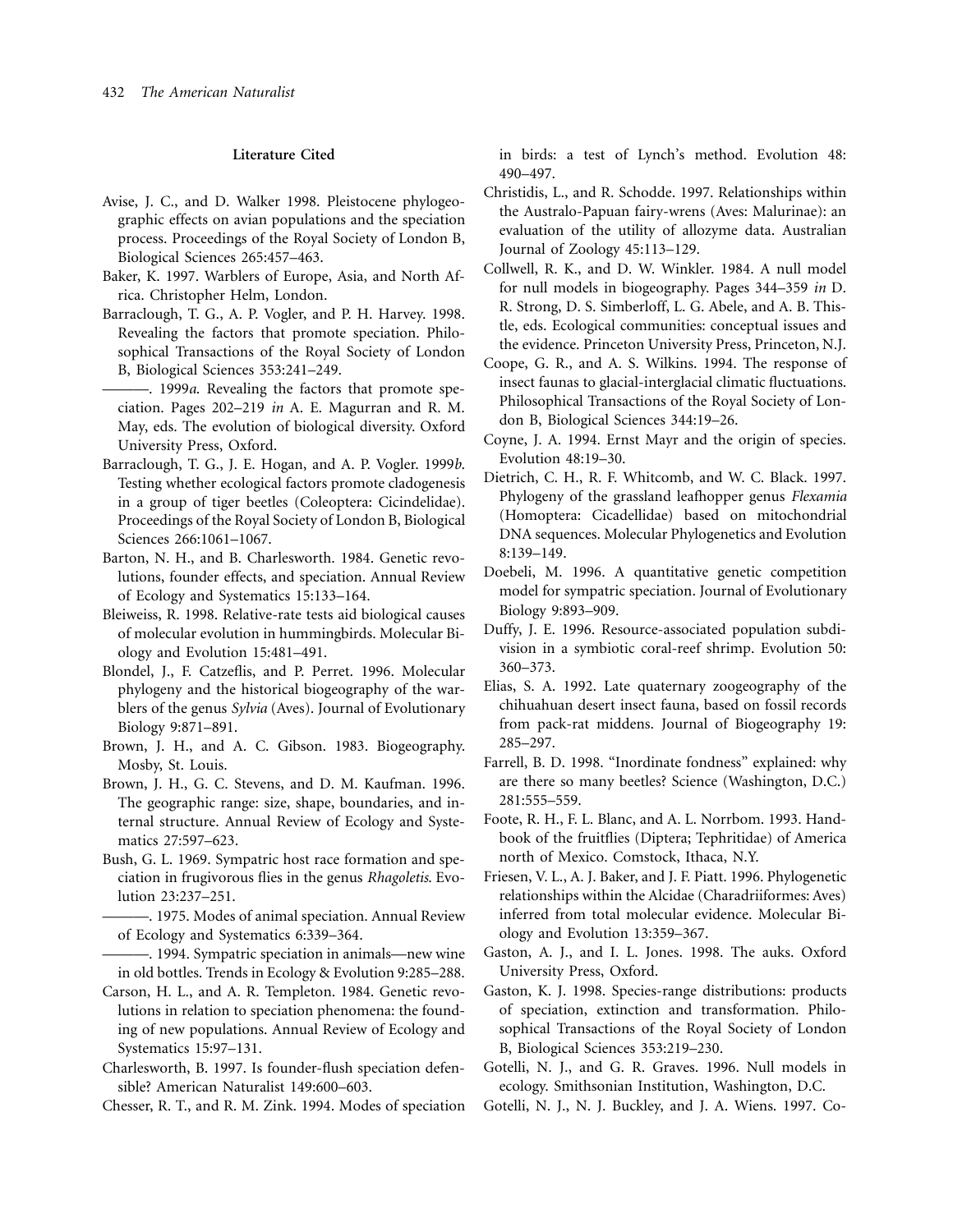## Literature Cited

Avise, J. C., and D. Walker 1998. Pleistocene phylogeographic effects on avian populations and the speciation process. Proceedings of the Royal Society of London B, Biological Sciences 265:457–463.

Baker, K. 1997. Warblers of Europe, Asia, and North Africa. Christopher Helm, London.

Barraclough, T. G., A. P. Vogler, and P. H. Harvey. 1998. Revealing the factors that promote speciation. Philosophical Transactions of the Royal Society of London B, Biological Sciences 353:241–249.

———. 1999*a*. Revealing the factors that promote speciation. Pages 202–219 *in* A. E. Magurran and R. M. May, eds. The evolution of biological diversity. Oxford University Press, Oxford.

Barraclough, T. G., J. E. Hogan, and A. P. Vogler. 1999*b*. Testing whether ecological factors promote cladogenesis in a group of tiger beetles (Coleoptera: Cicindelidae). Proceedings of the Royal Society of London B, Biological Sciences 266:1061–1067.

Barton, N. H., and B. Charlesworth. 1984. Genetic revolutions, founder effects, and speciation. Annual Review of Ecology and Systematics 15:133–164.

Bleiweiss, R. 1998. Relative-rate tests aid biological causes of molecular evolution in hummingbirds. Molecular Biology and Evolution 15:481–491.

Blondel, J., F. Catzeflis, and P. Perret. 1996. Molecular phylogeny and the historical biogeography of the warblers of the genus *Sylvia* (Aves). Journal of Evolutionary Biology 9:871–891.

Brown, J. H., and A. C. Gibson. 1983. Biogeography. Mosby, St. Louis.

Brown, J. H., G. C. Stevens, and D. M. Kaufman. 1996. The geographic range: size, shape, boundaries, and internal structure. Annual Review of Ecology and Systematics 27:597–623.

Bush, G. L. 1969. Sympatric host race formation and speciation in frugivorous flies in the genus *Rhagoletis*. Evolution 23:237–251.

———. 1975. Modes of animal speciation. Annual Review of Ecology and Systematics 6:339–364.

———. 1994. Sympatric speciation in animals—new wine in old bottles. Trends in Ecology & Evolution 9:285–288.

Carson, H. L., and A. R. Templeton. 1984. Genetic revolutions in relation to speciation phenomena: the founding of new populations. Annual Review of Ecology and Systematics 15:97–131.

Charlesworth, B. 1997. Is founder-flush speciation defensible? American Naturalist 149:600–603.

Chesser, R. T., and R. M. Zink. 1994. Modes of speciation in birds: a test of Lynch's method. Evolution 48:490–497.

Christidis, L., and R. Schodde. 1997. Relationships within the Australo-Papuan fairy-wrens (Aves: Malurinae): an evaluation of the utility of allozyme data. Australian Journal of Zoology 45:113–129.

Collwell, R. K., and D. W. Winkler. 1984. A null model for null models in biogeography. Pages 344–359 *in* D. R. Strong, D. S. Simberloff, L. G. Abele, and A. B. Thistle, eds. Ecological communities: conceptual issues and the evidence. Princeton University Press, Princeton, N.J.

Coope, G. R., and A. S. Wilkins. 1994. The response of insect faunas to glacial-interglacial climatic fluctuations. Philosophical Transactions of the Royal Society of London B, Biological Sciences 344:19–26.

Coyne, J. A. 1994. Ernst Mayr and the origin of species. Evolution 48:19–30.

Dietrich, C. H., R. F. Whitcomb, and W. C. Black. 1997. Phylogeny of the grassland leafhopper genus *Flexamia* (Homoptera: Cicadellidae) based on mitochondrial DNA sequences. Molecular Phylogenetics and Evolution 8:139–149.

Doebeli, M. 1996. A quantitative genetic competition model for sympatric speciation. Journal of Evolutionary Biology 9:893–909.

Duffy, J. E. 1996. Resource-associated population subdivision in a symbiotic coral-reef shrimp. Evolution 50:360–373.

Elias, S. A. 1992. Late quaternary zoogeography of the chihuahuan desert insect fauna, based on fossil records from pack-rat middens. Journal of Biogeography 19:285–297.

Farrell, B. D. 1998. "Inordinate fondness" explained: why are there so many beetles? Science (Washington, D.C.) 281:555–559.

Foote, R. H., F. L. Blanc, and A. L. Norrbom. 1993. Handbook of the fruitflies (Diptera; Tephritidae) of America north of Mexico. Comstock, Ithaca, N.Y.

Friesen, V. L., A. J. Baker, and J. F. Piatt. 1996. Phylogenetic relationships within the Alcidae (Charadriiformes: Aves) inferred from total molecular evidence. Molecular Biology and Evolution 13:359–367.

Gaston, A. J., and I. L. Jones. 1998. The auks. Oxford University Press, Oxford.

Gaston, K. J. 1998. Species-range distributions: products of speciation, extinction and transformation. Philosophical Transactions of the Royal Society of London B, Biological Sciences 353:219–230.

Gotelli, N. J., and G. R. Graves. 1996. Null models in ecology. Smithsonian Institution, Washington, D.C.

Gotelli, N. J., N. J. Buckley, and J. A. Wiens. 1997. Co-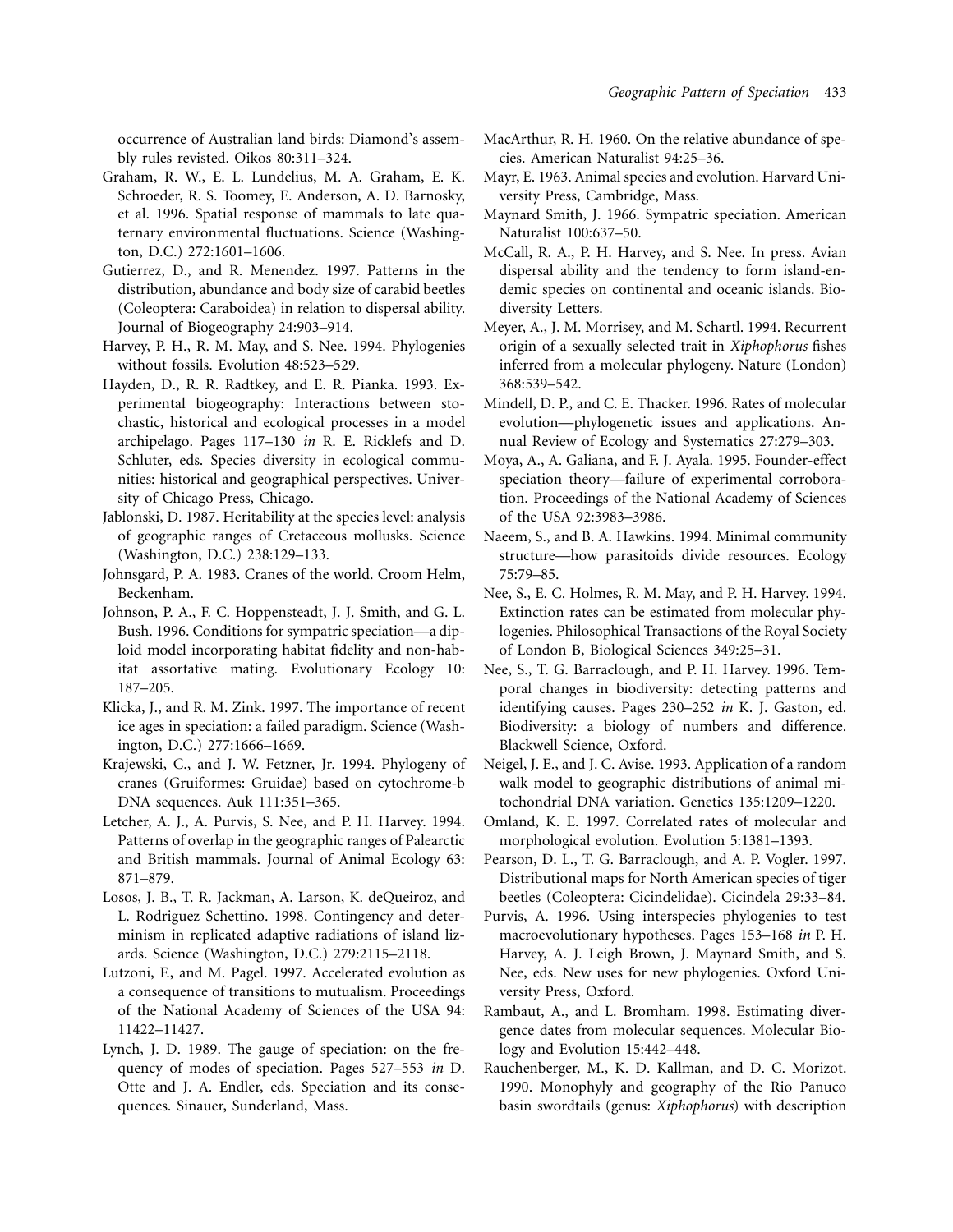occurrence of Australian land birds: Diamond's assembly rules revisted. Oikos 80:311–324.

Graham, R. W., E. L. Lundelius, M. A. Graham, E. K. Schroeder, R. S. Toomey, E. Anderson, A. D. Barnosky, et al. 1996. Spatial response of mammals to late quaternary environmental fluctuations. Science (Washington, D.C.) 272:1601–1606.

Gutierrez, D., and R. Menendez. 1997. Patterns in the distribution, abundance and body size of carabid beetles (Coleoptera: Caraboidea) in relation to dispersal ability. Journal of Biogeography 24:903–914.

Harvey, P. H., R. M. May, and S. Nee. 1994. Phylogenies without fossils. Evolution 48:523–529.

Hayden, D., R. R. Radtkey, and E. R. Pianka. 1993. Experimental biogeography: Interactions between stochastic, historical and ecological processes in a model archipelago. Pages 117–130 *in* R. E. Ricklefs and D. Schluter, eds. Species diversity in ecological communities: historical and geographical perspectives. University of Chicago Press, Chicago.

Jablonski, D. 1987. Heritability at the species level: analysis of geographic ranges of Cretaceous mollusks. Science (Washington, D.C.) 238:129–133.

Johnsgard, P. A. 1983. Cranes of the world. Croom Helm, Beckenham.

Johnson, P. A., F. C. Hoppensteadt, J. J. Smith, and G. L. Bush. 1996. Conditions for sympatric speciation—a diploid model incorporating habitat fidelity and non-habitat assortative mating. Evolutionary Ecology 10: 187–205.

Klicka, J., and R. M. Zink. 1997. The importance of recent ice ages in speciation: a failed paradigm. Science (Washington, D.C.) 277:1666–1669.

Krajewski, C., and J. W. Fetzner, Jr. 1994. Phylogeny of cranes (Gruiformes: Gruidae) based on cytochrome-b DNA sequences. Auk 111:351–365.

Letcher, A. J., A. Purvis, S. Nee, and P. H. Harvey. 1994. Patterns of overlap in the geographic ranges of Palearctic and British mammals. Journal of Animal Ecology 63: 871–879.

Losos, J. B., T. R. Jackman, A. Larson, K. deQueiroz, and L. Rodriguez Schettino. 1998. Contingency and determinism in replicated adaptive radiations of island lizards. Science (Washington, D.C.) 279:2115–2118.

Lutzoni, F., and M. Pagel. 1997. Accelerated evolution as a consequence of transitions to mutualism. Proceedings of the National Academy of Sciences of the USA 94: 11422–11427.

Lynch, J. D. 1989. The gauge of speciation: on the frequency of modes of speciation. Pages 527–553 *in* D. Otte and J. A. Endler, eds. Speciation and its consequences. Sinauer, Sunderland, Mass.

MacArthur, R. H. 1960. On the relative abundance of species. American Naturalist 94:25–36.

Mayr, E. 1963. Animal species and evolution. Harvard University Press, Cambridge, Mass.

Maynard Smith, J. 1966. Sympatric speciation. American Naturalist 100:637–50.

McCall, R. A., P. H. Harvey, and S. Nee. In press. Avian dispersal ability and the tendency to form island-endemic species on continental and oceanic islands. Biodiversity Letters.

Meyer, A., J. M. Morrisey, and M. Schartl. 1994. Recurrent origin of a sexually selected trait in *Xiphophorus* fishes inferred from a molecular phylogeny. Nature (London) 368:539–542.

Mindell, D. P., and C. E. Thacker. 1996. Rates of molecular evolution—phylogenetic issues and applications. Annual Review of Ecology and Systematics 27:279–303.

Moya, A., A. Galiana, and F. J. Ayala. 1995. Founder-effect speciation theory—failure of experimental corroboration. Proceedings of the National Academy of Sciences of the USA 92:3983–3986.

Naeem, S., and B. A. Hawkins. 1994. Minimal community structure—how parasitoids divide resources. Ecology 75:79–85.

Nee, S., E. C. Holmes, R. M. May, and P. H. Harvey. 1994. Extinction rates can be estimated from molecular phylogenies. Philosophical Transactions of the Royal Society of London B, Biological Sciences 349:25–31.

Nee, S., T. G. Barraclough, and P. H. Harvey. 1996. Temporal changes in biodiversity: detecting patterns and identifying causes. Pages 230–252 *in* K. J. Gaston, ed. Biodiversity: a biology of numbers and difference. Blackwell Science, Oxford.

Neigel, J. E., and J. C. Avise. 1993. Application of a random walk model to geographic distributions of animal mitochondrial DNA variation. Genetics 135:1209–1220.

Omland, K. E. 1997. Correlated rates of molecular and morphological evolution. Evolution 5:1381–1393.

Pearson, D. L., T. G. Barraclough, and A. P. Vogler. 1997. Distributional maps for North American species of tiger beetles (Coleoptera: Cicindelidae). Cicindela 29:33–84.

Purvis, A. 1996. Using interspecies phylogenies to test macroevolutionary hypotheses. Pages 153–168 *in* P. H. Harvey, A. J. Leigh Brown, J. Maynard Smith, and S. Nee, eds. New uses for new phylogenies. Oxford University Press, Oxford.

Rambaut, A., and L. Bromham. 1998. Estimating divergence dates from molecular sequences. Molecular Biology and Evolution 15:442–448.

Rauchenberger, M., K. D. Kallman, and D. C. Morizot. 1990. Monophyly and geography of the Rio Panuco basin swordtails (genus: *Xiphophorus*) with description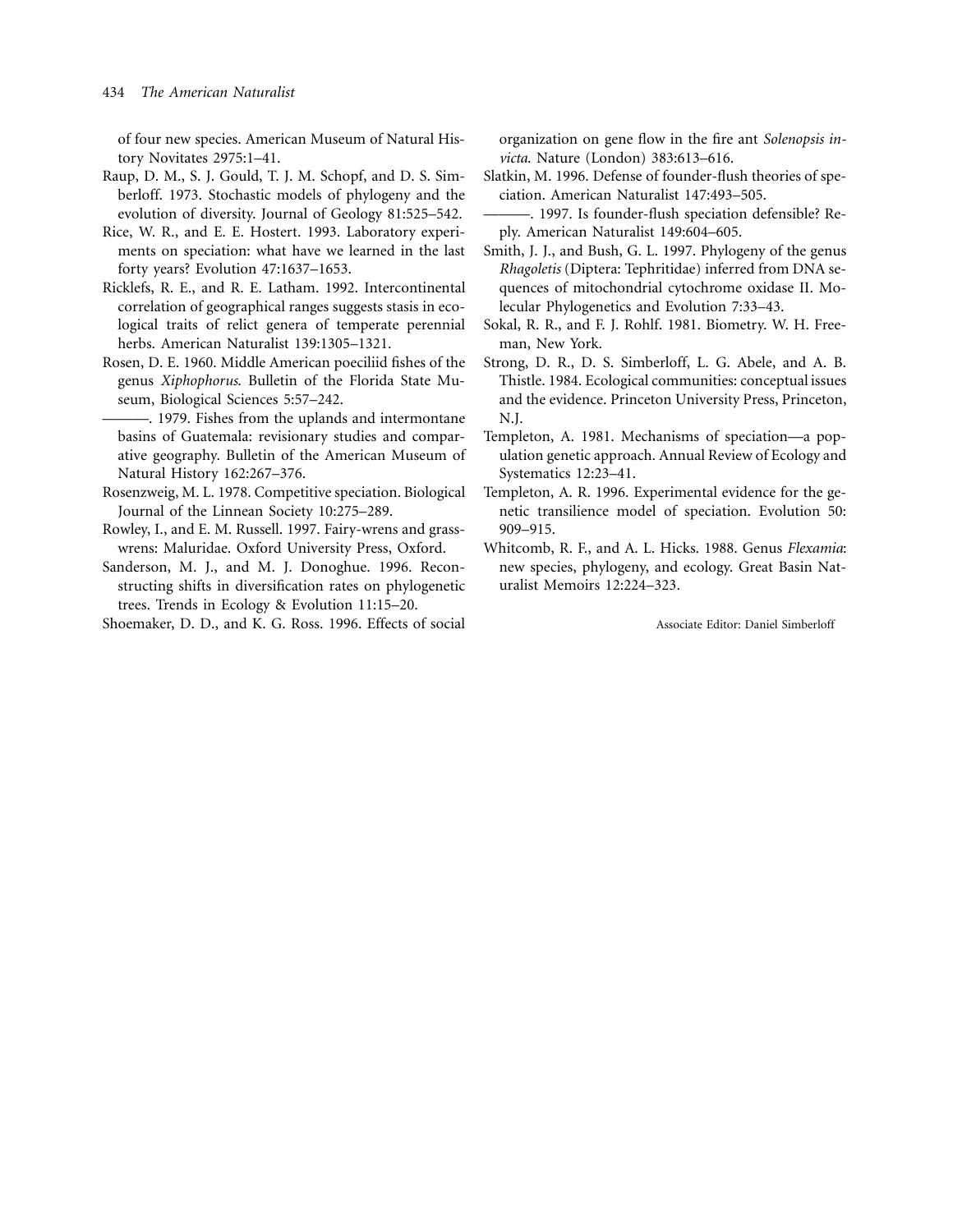of four new species. American Museum of Natural History Novitates 2975:1–41.

Raup, D. M., S. J. Gould, T. J. M. Schopf, and D. S. Simberloff. 1973. Stochastic models of phylogeny and the evolution of diversity. Journal of Geology 81:525–542.

Rice, W. R., and E. E. Hostert. 1993. Laboratory experiments on speciation: what have we learned in the last forty years? Evolution 47:1637–1653.

Ricklefs, R. E., and R. E. Latham. 1992. Intercontinental correlation of geographical ranges suggests stasis in ecological traits of relict genera of temperate perennial herbs. American Naturalist 139:1305–1321.

Rosen, D. E. 1960. Middle American poeciliid fishes of the genus *Xiphophorus*. Bulletin of the Florida State Museum, Biological Sciences 5:57–242.

———. 1979. Fishes from the uplands and intermontane basins of Guatemala: revisionary studies and comparative geography. Bulletin of the American Museum of Natural History 162:267–376.

Rosenzweig, M. L. 1978. Competitive speciation. Biological Journal of the Linnean Society 10:275–289.

Rowley, I., and E. M. Russell. 1997. Fairy-wrens and grasswrens: Maluridae. Oxford University Press, Oxford.

Sanderson, M. J., and M. J. Donoghue. 1996. Reconstructing shifts in diversification rates on phylogenetic trees. Trends in Ecology & Evolution 11:15–20.

Shoemaker, D. D., and K. G. Ross. 1996. Effects of social organization on gene flow in the fire ant *Solenopsis invicta*. Nature (London) 383:613–616.

Slatkin, M. 1996. Defense of founder-flush theories of speciation. American Naturalist 147:493–505.

———. 1997. Is founder-flush speciation defensible? Reply. American Naturalist 149:604–605.

Smith, J. J., and Bush, G. L. 1997. Phylogeny of the genus *Rhagoletis* (Diptera: Tephritidae) inferred from DNA sequences of mitochondrial cytochrome oxidase II. Molecular Phylogenetics and Evolution 7:33–43.

Sokal, R. R., and F. J. Rohlf. 1981. Biometry. W. H. Freeman, New York.

Strong, D. R., D. S. Simberloff, L. G. Abele, and A. B. Thistle. 1984. Ecological communities: conceptual issues and the evidence. Princeton University Press, Princeton, N.J.

Templeton, A. 1981. Mechanisms of speciation—a population genetic approach. Annual Review of Ecology and Systematics 12:23–41.

Templeton, A. R. 1996. Experimental evidence for the genetic transilience model of speciation. Evolution 50: 909–915.

Whitcomb, R. F., and A. L. Hicks. 1988. Genus *Flexamia*: new species, phylogeny, and ecology. Great Basin Naturalist Memoirs 12:224–323.

Associate Editor: Daniel Simberloff